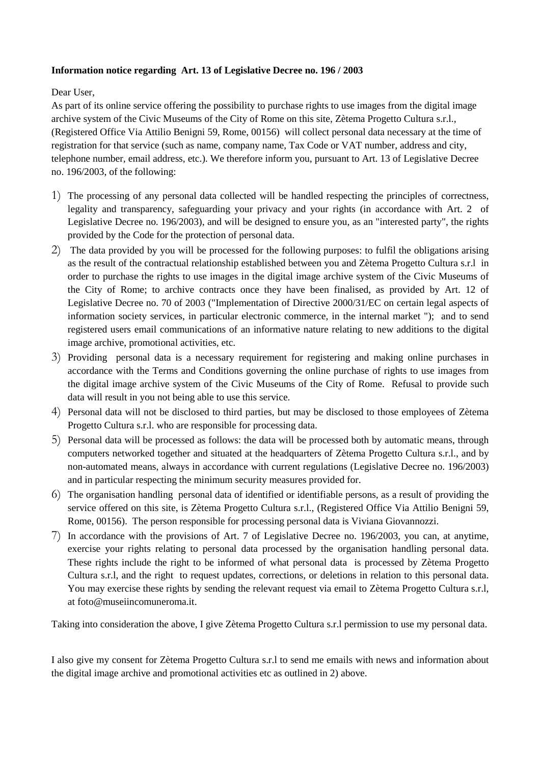**Information notice regarding Art. 13 of Legislative Decree no. 196 / 2003**

Dear User,

As part of its online service offering the possibility to purchase rights to use images from the digital image archive system of the Civic Museums of the City of Rome on this site, Zètema Progetto Cultura s.r.l., (Registered Office Via Attilio Benigni 59, Rome, 00156) will collect personal data necessary at the time of registration for that service (such as name, company name, Tax Code or VAT number, address and city, telephone number, email address, etc.). We therefore inform you, pursuant to Art. 13 of Legislative Decree no. 196/2003, of the following:

1) The processing of any personal data collected will be handled respecting the principles of correctness, legality and transparency, safeguarding your privacy and your rights (in accordance with Art. 2 of Legislative Decree no. 196/2003), and will be designed to ensure you, as an "interested party", the rights provided by the Code for the protection of personal data.
2) The data provided by you will be processed for the following purposes: to fulfil the obligations arising as the result of the contractual relationship established between you and Zètema Progetto Cultura s.r.l in order to purchase the rights to use images in the digital image archive system of the Civic Museums of the City of Rome; to archive contracts once they have been finalised, as provided by Art. 12 of Legislative Decree no. 70 of 2003 ("Implementation of Directive 2000/31/EC on certain legal aspects of information society services, in particular electronic commerce, in the internal market "); and to send registered users email communications of an informative nature relating to new additions to the digital image archive, promotional activities, etc.
3) Providing personal data is a necessary requirement for registering and making online purchases in accordance with the Terms and Conditions governing the online purchase of rights to use images from the digital image archive system of the Civic Museums of the City of Rome. Refusal to provide such data will result in you not being able to use this service.
4) Personal data will not be disclosed to third parties, but may be disclosed to those employees of Zètema Progetto Cultura s.r.l. who are responsible for processing data.
5) Personal data will be processed as follows: the data will be processed both by automatic means, through computers networked together and situated at the headquarters of Zètema Progetto Cultura s.r.l., and by non-automated means, always in accordance with current regulations (Legislative Decree no. 196/2003) and in particular respecting the minimum security measures provided for.
6) The organisation handling personal data of identified or identifiable persons, as a result of providing the service offered on this site, is Zètema Progetto Cultura s.r.l., (Registered Office Via Attilio Benigni 59, Rome, 00156). The person responsible for processing personal data is Viviana Giovannozzi.
7) In accordance with the provisions of Art. 7 of Legislative Decree no. 196/2003, you can, at anytime, exercise your rights relating to personal data processed by the organisation handling personal data. These rights include the right to be informed of what personal data is processed by Zètema Progetto Cultura s.r.l, and the right to request updates, corrections, or deletions in relation to this personal data. You may exercise these rights by sending the relevant request via email to Zètema Progetto Cultura s.r.l, at foto@museiincomuneroma.it.

Taking into consideration the above, I give Zètema Progetto Cultura s.r.l permission to use my personal data.

I also give my consent for Zètema Progetto Cultura s.r.l to send me emails with news and information about the digital image archive and promotional activities etc as outlined in 2) above.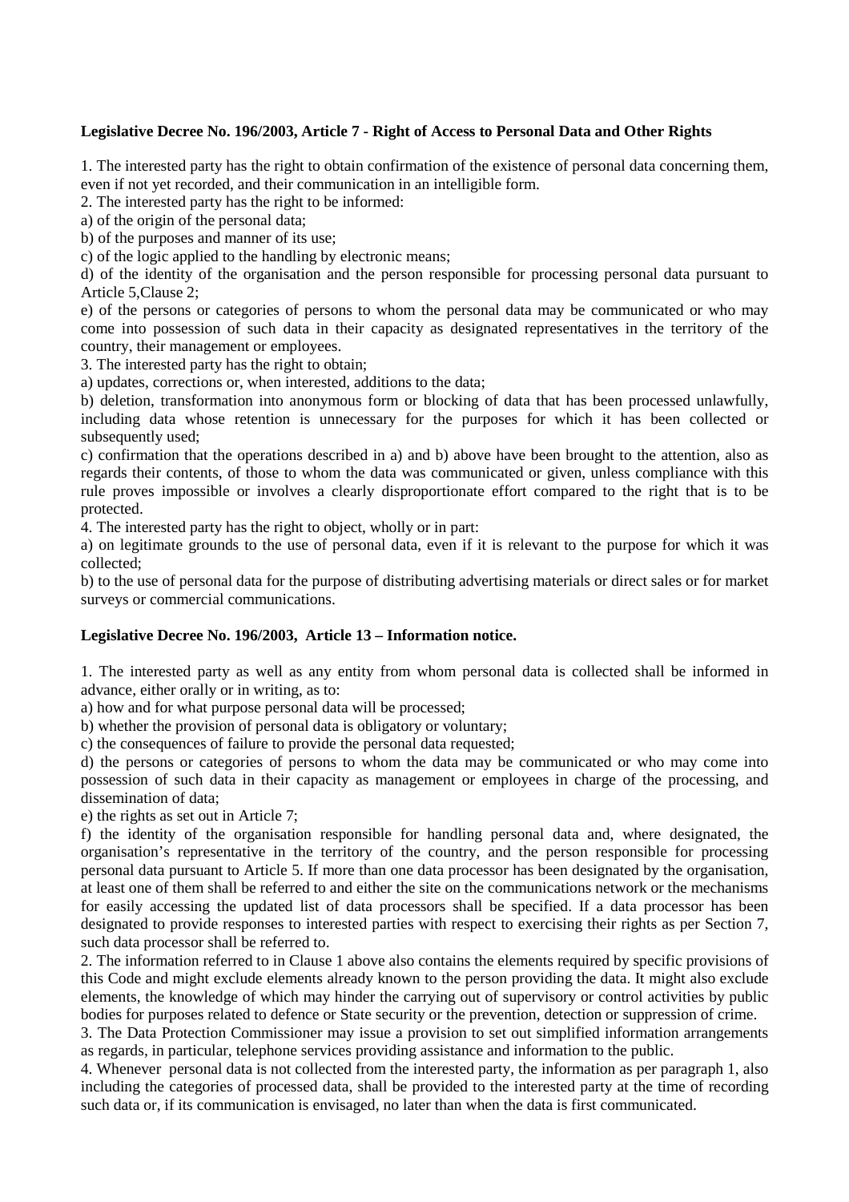**Legislative Decree No. 196/2003, Article 7 - Right of Access to Personal Data and Other Rights**

1. The interested party has the right to obtain confirmation of the existence of personal data concerning them, even if not yet recorded, and their communication in an intelligible form.

2. The interested party has the right to be informed:

a) of the origin of the personal data;

b) of the purposes and manner of its use;

c) of the logic applied to the handling by electronic means;

d) of the identity of the organisation and the person responsible for processing personal data pursuant to Article 5,Clause 2;

e) of the persons or categories of persons to whom the personal data may be communicated or who may come into possession of such data in their capacity as designated representatives in the territory of the country, their management or employees.

3. The interested party has the right to obtain;

a) updates, corrections or, when interested, additions to the data;

b) deletion, transformation into anonymous form or blocking of data that has been processed unlawfully, including data whose retention is unnecessary for the purposes for which it has been collected or subsequently used;

c) confirmation that the operations described in a) and b) above have been brought to the attention, also as regards their contents, of those to whom the data was communicated or given, unless compliance with this rule proves impossible or involves a clearly disproportionate effort compared to the right that is to be protected.

4. The interested party has the right to object, wholly or in part:

a) on legitimate grounds to the use of personal data, even if it is relevant to the purpose for which it was collected;

b) to the use of personal data for the purpose of distributing advertising materials or direct sales or for market surveys or commercial communications.

**Legislative Decree No. 196/2003, Article 13 – Information notice.**

1. The interested party as well as any entity from whom personal data is collected shall be informed in advance, either orally or in writing, as to:

a) how and for what purpose personal data will be processed;

b) whether the provision of personal data is obligatory or voluntary;

c) the consequences of failure to provide the personal data requested;

d) the persons or categories of persons to whom the data may be communicated or who may come into possession of such data in their capacity as management or employees in charge of the processing, and dissemination of data;

e) the rights as set out in Article 7;

f) the identity of the organisation responsible for handling personal data and, where designated, the organisation's representative in the territory of the country, and the person responsible for processing personal data pursuant to Article 5. If more than one data processor has been designated by the organisation, at least one of them shall be referred to and either the site on the communications network or the mechanisms for easily accessing the updated list of data processors shall be specified. If a data processor has been designated to provide responses to interested parties with respect to exercising their rights as per Section 7, such data processor shall be referred to.

2. The information referred to in Clause 1 above also contains the elements required by specific provisions of this Code and might exclude elements already known to the person providing the data. It might also exclude elements, the knowledge of which may hinder the carrying out of supervisory or control activities by public bodies for purposes related to defence or State security or the prevention, detection or suppression of crime.

3. The Data Protection Commissioner may issue a provision to set out simplified information arrangements as regards, in particular, telephone services providing assistance and information to the public.

4. Whenever personal data is not collected from the interested party, the information as per paragraph 1, also including the categories of processed data, shall be provided to the interested party at the time of recording such data or, if its communication is envisaged, no later than when the data is first communicated.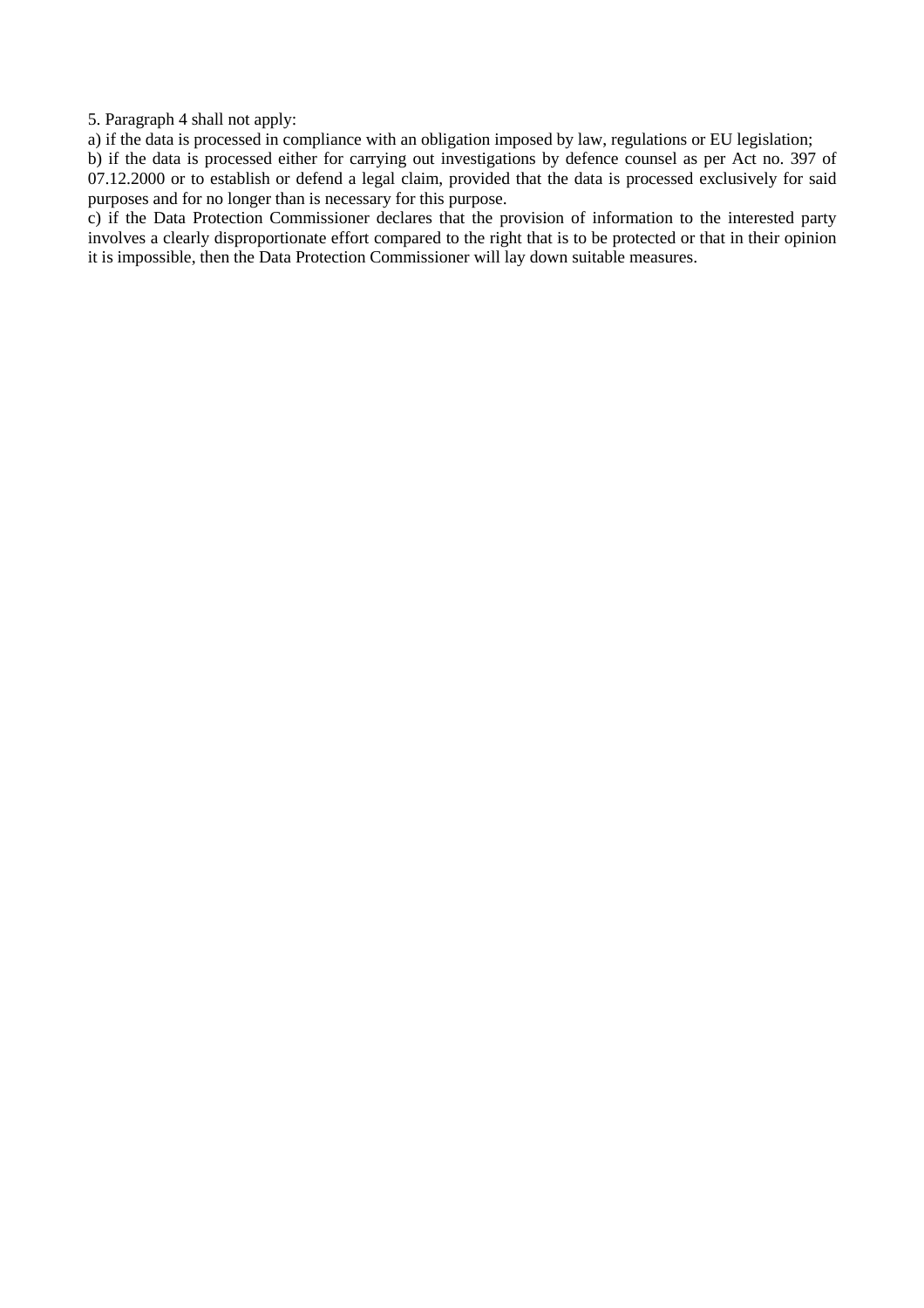5. Paragraph 4 shall not apply:

a) if the data is processed in compliance with an obligation imposed by law, regulations or EU legislation;

b) if the data is processed either for carrying out investigations by defence counsel as per Act no. 397 of 07.12.2000 or to establish or defend a legal claim, provided that the data is processed exclusively for said purposes and for no longer than is necessary for this purpose.

c) if the Data Protection Commissioner declares that the provision of information to the interested party involves a clearly disproportionate effort compared to the right that is to be protected or that in their opinion it is impossible, then the Data Protection Commissioner will lay down suitable measures.